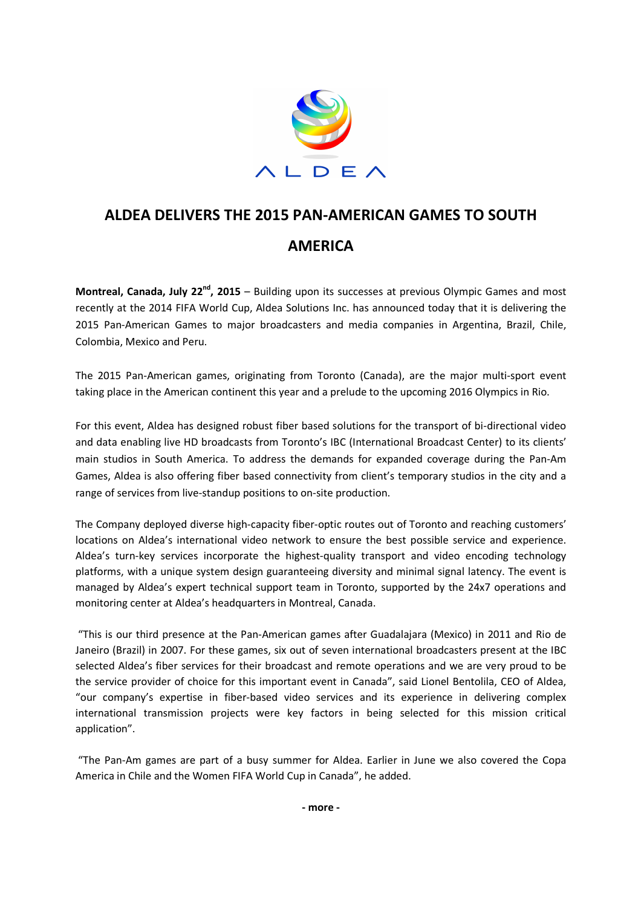ALDEA

# ALDEA DELIVERS THE 2015 PAN-AMERICAN GAMES TO SOUTH AMERICA

**Montreal, Canada, July 22nd, 2015** – Building upon its successes at previous Olympic Games and most recently at the 2014 FIFA World Cup, Aldea Solutions Inc. has announced today that it is delivering the 2015 Pan-American Games to major broadcasters and media companies in Argentina, Brazil, Chile, Colombia, Mexico and Peru.

The 2015 Pan-American games, originating from Toronto (Canada), are the major multi-sport event taking place in the American continent this year and a prelude to the upcoming 2016 Olympics in Rio.

For this event, Aldea has designed robust fiber based solutions for the transport of bi-directional video and data enabling live HD broadcasts from Toronto's IBC (International Broadcast Center) to its clients' main studios in South America. To address the demands for expanded coverage during the Pan-Am Games, Aldea is also offering fiber based connectivity from client's temporary studios in the city and a range of services from live-standup positions to on-site production.

The Company deployed diverse high-capacity fiber-optic routes out of Toronto and reaching customers' locations on Aldea's international video network to ensure the best possible service and experience. Aldea's turn-key services incorporate the highest-quality transport and video encoding technology platforms, with a unique system design guaranteeing diversity and minimal signal latency. The event is managed by Aldea's expert technical support team in Toronto, supported by the 24x7 operations and monitoring center at Aldea's headquarters in Montreal, Canada.

"This is our third presence at the Pan-American games after Guadalajara (Mexico) in 2011 and Rio de Janeiro (Brazil) in 2007. For these games, six out of seven international broadcasters present at the IBC selected Aldea's fiber services for their broadcast and remote operations and we are very proud to be the service provider of choice for this important event in Canada", said Lionel Bentolila, CEO of Aldea, "our company's expertise in fiber-based video services and its experience in delivering complex international transmission projects were key factors in being selected for this mission critical application".

"The Pan-Am games are part of a busy summer for Aldea. Earlier in June we also covered the Copa America in Chile and the Women FIFA World Cup in Canada", he added.

**- more -**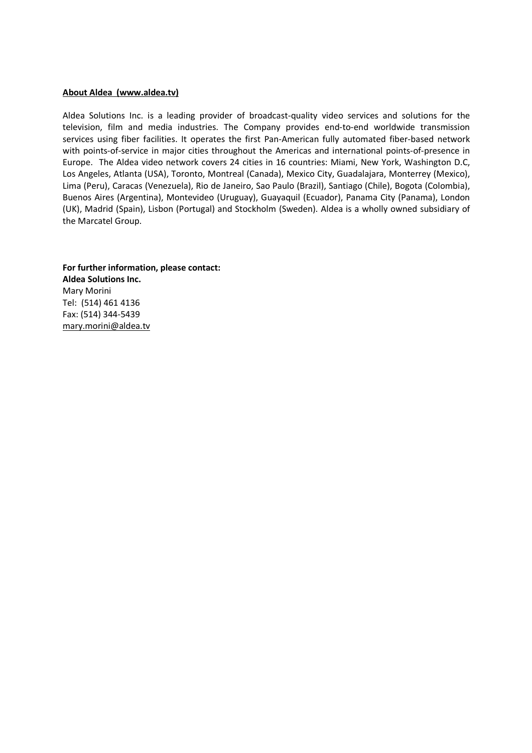**About Aldea  (www.aldea.tv)**

Aldea Solutions Inc. is a leading provider of broadcast-quality video services and solutions for the television, film and media industries. The Company provides end-to-end worldwide transmission services using fiber facilities. It operates the first Pan-American fully automated fiber-based network with points-of-service in major cities throughout the Americas and international points-of-presence in Europe.  The Aldea video network covers 24 cities in 16 countries: Miami, New York, Washington D.C, Los Angeles, Atlanta (USA), Toronto, Montreal (Canada), Mexico City, Guadalajara, Monterrey (Mexico), Lima (Peru), Caracas (Venezuela), Rio de Janeiro, Sao Paulo (Brazil), Santiago (Chile), Bogota (Colombia), Buenos Aires (Argentina), Montevideo (Uruguay), Guayaquil (Ecuador), Panama City (Panama), London (UK), Madrid (Spain), Lisbon (Portugal) and Stockholm (Sweden). Aldea is a wholly owned subsidiary of the Marcatel Group.

**For further information, please contact:**
**Aldea Solutions Inc.**
Mary Morini
Tel:  (514) 461 4136
Fax: (514) 344-5439
mary.morini@aldea.tv